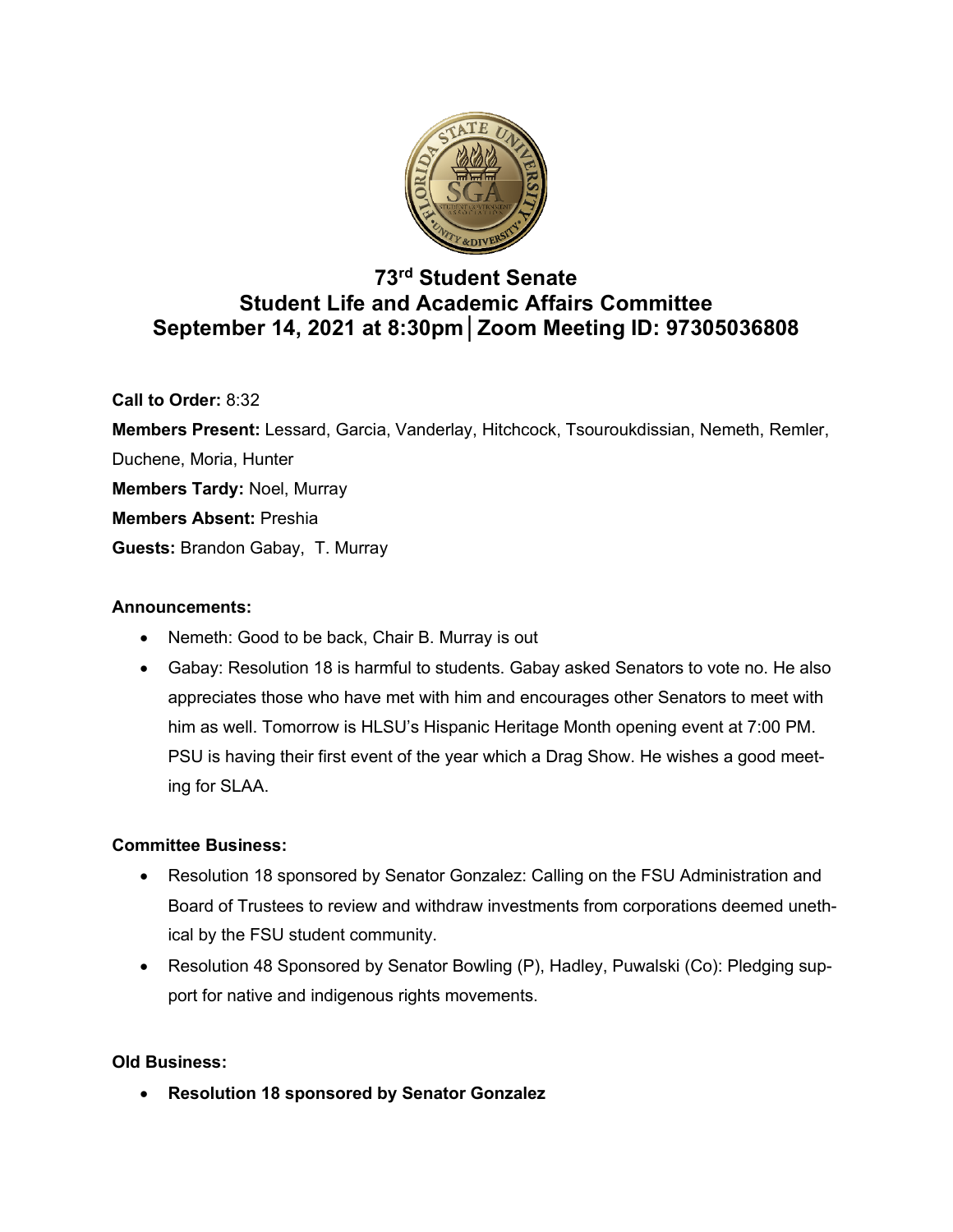# 73rd Student Senate
# Student Life and Academic Affairs Committee
# September 14, 2021 at 8:30pm│Zoom Meeting ID: 97305036808

**Call to Order:** 8:32

**Members Present:** Lessard, Garcia, Vanderlay, Hitchcock, Tsouroukdissian, Nemeth, Remler, Duchene, Moria, Hunter

**Members Tardy:** Noel, Murray

**Members Absent:** Preshia

**Guests:** Brandon Gabay, T. Murray

**Announcements:**

- Nemeth: Good to be back, Chair B. Murray is out
- Gabay: Resolution 18 is harmful to students. Gabay asked Senators to vote no. He also appreciates those who have met with him and encourages other Senators to meet with him as well. Tomorrow is HLSU's Hispanic Heritage Month opening event at 7:00 PM. PSU is having their first event of the year which a Drag Show. He wishes a good meeting for SLAA.

**Committee Business:**

- Resolution 18 sponsored by Senator Gonzalez: Calling on the FSU Administration and Board of Trustees to review and withdraw investments from corporations deemed unethical by the FSU student community.
- Resolution 48 Sponsored by Senator Bowling (P), Hadley, Puwalski (Co): Pledging support for native and indigenous rights movements.

**Old Business:**

- **Resolution 18 sponsored by Senator Gonzalez**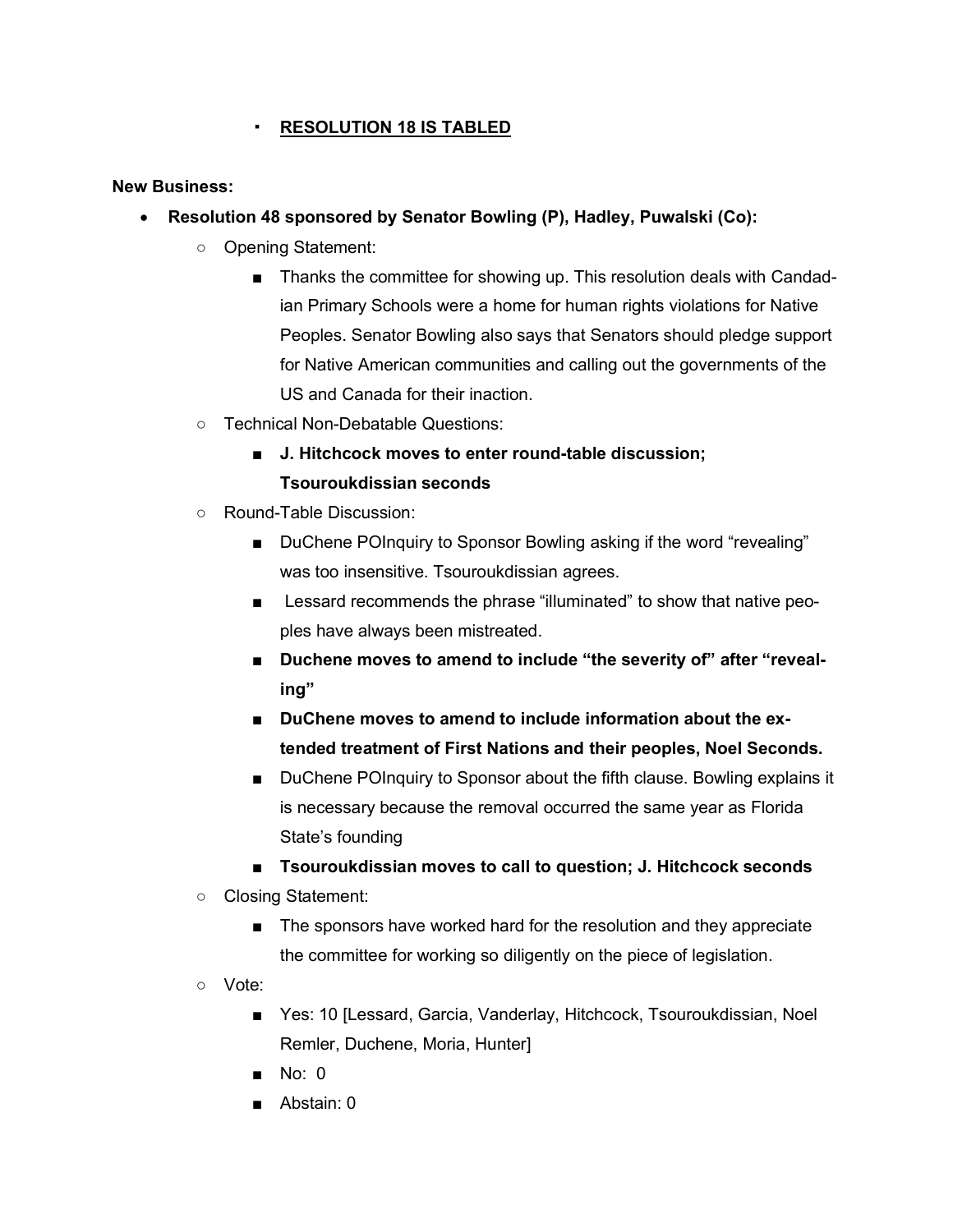- **RESOLUTION 18 IS TABLED**

**New Business:**

- **Resolution 48 sponsored by Senator Bowling (P), Hadley, Puwalski (Co):**
  - Opening Statement:
    - Thanks the committee for showing up. This resolution deals with Candadian Primary Schools were a home for human rights violations for Native Peoples. Senator Bowling also says that Senators should pledge support for Native American communities and calling out the governments of the US and Canada for their inaction.
  - Technical Non-Debatable Questions:
    - **J. Hitchcock moves to enter round-table discussion; Tsouroukdissian seconds**
  - Round-Table Discussion:
    - DuChene POInquiry to Sponsor Bowling asking if the word "revealing" was too insensitive. Tsouroukdissian agrees.
    - Lessard recommends the phrase "illuminated" to show that native peoples have always been mistreated.
    - **Duchene moves to amend to include "the severity of" after "revealing"**
    - **DuChene moves to amend to include information about the extended treatment of First Nations and their peoples, Noel Seconds.**
    - DuChene POInquiry to Sponsor about the fifth clause. Bowling explains it is necessary because the removal occurred the same year as Florida State's founding
    - **Tsouroukdissian moves to call to question; J. Hitchcock seconds**
  - Closing Statement:
    - The sponsors have worked hard for the resolution and they appreciate the committee for working so diligently on the piece of legislation.
  - Vote:
    - Yes: 10 [Lessard, Garcia, Vanderlay, Hitchcock, Tsouroukdissian, Noel Remler, Duchene, Moria, Hunter]
    - No: 0
    - Abstain: 0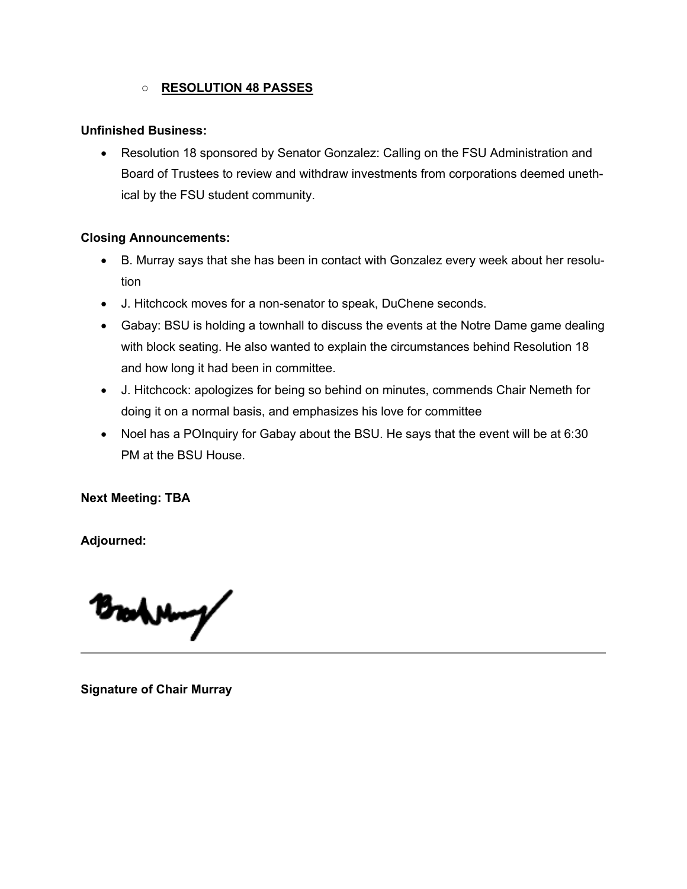- **RESOLUTION 48 PASSES**

**Unfinished Business:**

- Resolution 18 sponsored by Senator Gonzalez: Calling on the FSU Administration and Board of Trustees to review and withdraw investments from corporations deemed unethical by the FSU student community.

**Closing Announcements:**

- B. Murray says that she has been in contact with Gonzalez every week about her resolution
- J. Hitchcock moves for a non-senator to speak, DuChene seconds.
- Gabay: BSU is holding a townhall to discuss the events at the Notre Dame game dealing with block seating. He also wanted to explain the circumstances behind Resolution 18 and how long it had been in committee.
- J. Hitchcock: apologizes for being so behind on minutes, commends Chair Nemeth for doing it on a normal basis, and emphasizes his love for committee
- Noel has a POInquiry for Gabay about the BSU. He says that the event will be at 6:30 PM at the BSU House.

**Next Meeting: TBA**

**Adjourned:**

---

**Signature of Chair Murray**